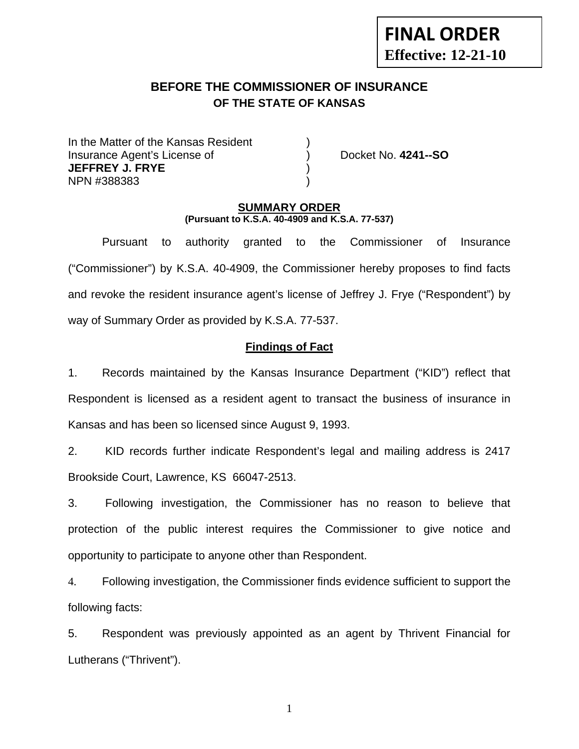**FINAL ORDER**
**Effective: 12-21-10**

## BEFORE THE COMMISSIONER OF INSURANCE
### OF THE STATE OF KANSAS

| | | |
|---|---|---|
| In the Matter of the Kansas Resident | ) | |
| Insurance Agent's License of | ) | Docket No. **4241--SO** |
| **JEFFREY J. FRYE** | ) | |
| NPN #388383 | ) | |

### SUMMARY ORDER
**(Pursuant to K.S.A. 40-4909 and K.S.A. 77-537)**

Pursuant to authority granted to the Commissioner of Insurance ("Commissioner") by K.S.A. 40-4909, the Commissioner hereby proposes to find facts and revoke the resident insurance agent's license of Jeffrey J. Frye ("Respondent") by way of Summary Order as provided by K.S.A. 77-537.

### Findings of Fact

1. Records maintained by the Kansas Insurance Department ("KID") reflect that Respondent is licensed as a resident agent to transact the business of insurance in Kansas and has been so licensed since August 9, 1993.

2. KID records further indicate Respondent's legal and mailing address is 2417 Brookside Court, Lawrence, KS 66047-2513.

3. Following investigation, the Commissioner has no reason to believe that protection of the public interest requires the Commissioner to give notice and opportunity to participate to anyone other than Respondent.

4. Following investigation, the Commissioner finds evidence sufficient to support the following facts:

5. Respondent was previously appointed as an agent by Thrivent Financial for Lutherans ("Thrivent").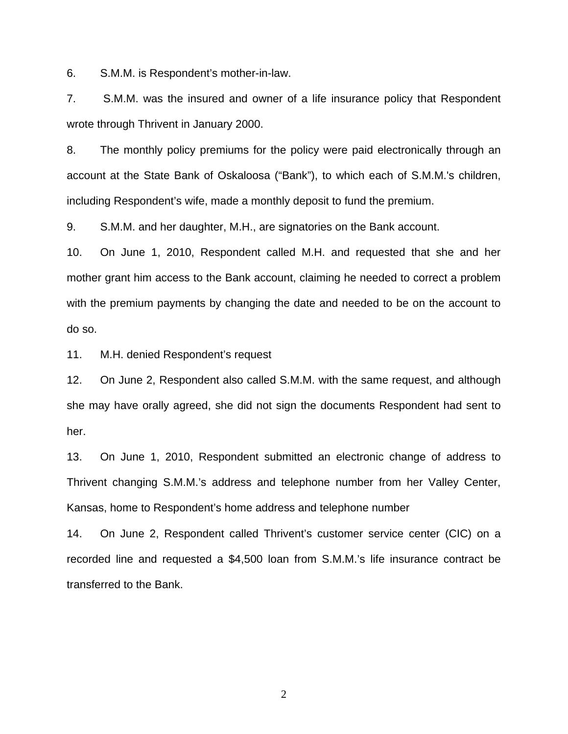6. S.M.M. is Respondent's mother-in-law.

7. S.M.M. was the insured and owner of a life insurance policy that Respondent wrote through Thrivent in January 2000.

8. The monthly policy premiums for the policy were paid electronically through an account at the State Bank of Oskaloosa ("Bank"), to which each of S.M.M.'s children, including Respondent's wife, made a monthly deposit to fund the premium.

9. S.M.M. and her daughter, M.H., are signatories on the Bank account.

10. On June 1, 2010, Respondent called M.H. and requested that she and her mother grant him access to the Bank account, claiming he needed to correct a problem with the premium payments by changing the date and needed to be on the account to do so.

11. M.H. denied Respondent's request

12. On June 2, Respondent also called S.M.M. with the same request, and although she may have orally agreed, she did not sign the documents Respondent had sent to her.

13. On June 1, 2010, Respondent submitted an electronic change of address to Thrivent changing S.M.M.'s address and telephone number from her Valley Center, Kansas, home to Respondent's home address and telephone number

14. On June 2, Respondent called Thrivent's customer service center (CIC) on a recorded line and requested a $4,500 loan from S.M.M.'s life insurance contract be transferred to the Bank.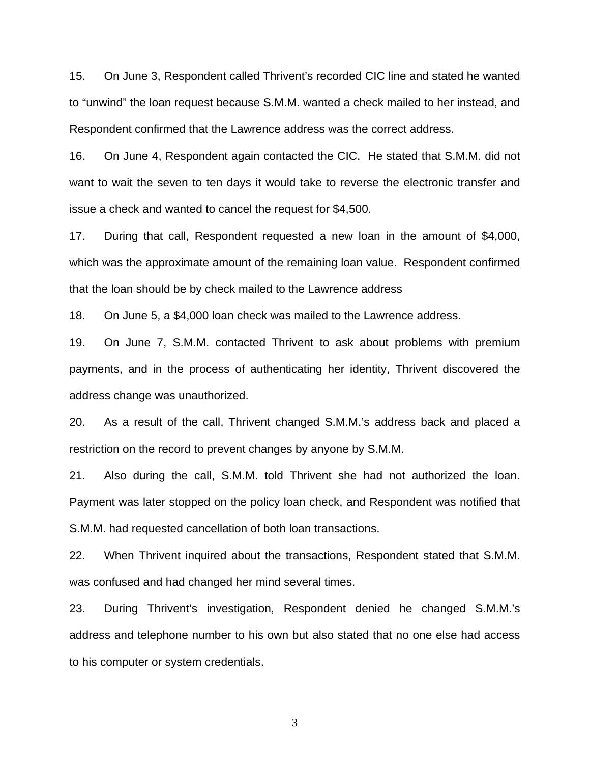15. On June 3, Respondent called Thrivent's recorded CIC line and stated he wanted to "unwind" the loan request because S.M.M. wanted a check mailed to her instead, and Respondent confirmed that the Lawrence address was the correct address.

16. On June 4, Respondent again contacted the CIC. He stated that S.M.M. did not want to wait the seven to ten days it would take to reverse the electronic transfer and issue a check and wanted to cancel the request for $4,500.

17. During that call, Respondent requested a new loan in the amount of $4,000, which was the approximate amount of the remaining loan value. Respondent confirmed that the loan should be by check mailed to the Lawrence address

18. On June 5, a $4,000 loan check was mailed to the Lawrence address.

19. On June 7, S.M.M. contacted Thrivent to ask about problems with premium payments, and in the process of authenticating her identity, Thrivent discovered the address change was unauthorized.

20. As a result of the call, Thrivent changed S.M.M.'s address back and placed a restriction on the record to prevent changes by anyone by S.M.M.

21. Also during the call, S.M.M. told Thrivent she had not authorized the loan. Payment was later stopped on the policy loan check, and Respondent was notified that S.M.M. had requested cancellation of both loan transactions.

22. When Thrivent inquired about the transactions, Respondent stated that S.M.M. was confused and had changed her mind several times.

23. During Thrivent's investigation, Respondent denied he changed S.M.M.'s address and telephone number to his own but also stated that no one else had access to his computer or system credentials.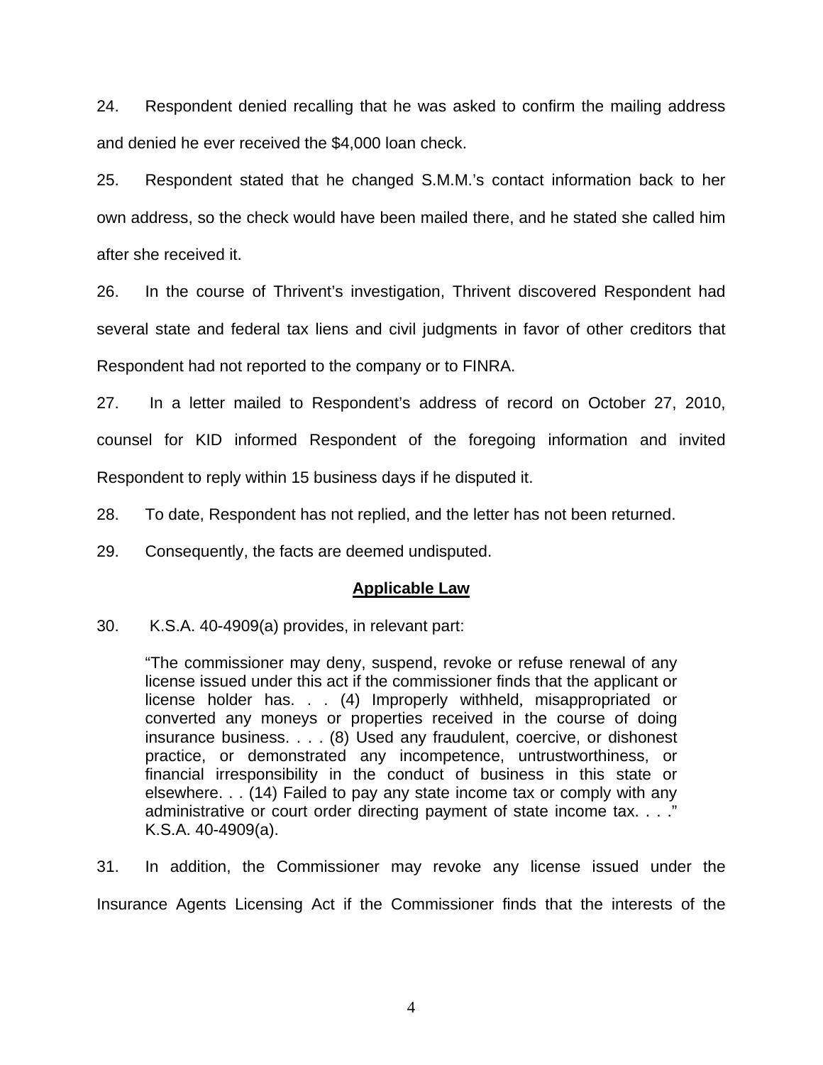24. Respondent denied recalling that he was asked to confirm the mailing address and denied he ever received the $4,000 loan check.

25. Respondent stated that he changed S.M.M.'s contact information back to her own address, so the check would have been mailed there, and he stated she called him after she received it.

26. In the course of Thrivent's investigation, Thrivent discovered Respondent had several state and federal tax liens and civil judgments in favor of other creditors that Respondent had not reported to the company or to FINRA.

27. In a letter mailed to Respondent's address of record on October 27, 2010, counsel for KID informed Respondent of the foregoing information and invited Respondent to reply within 15 business days if he disputed it.

28. To date, Respondent has not replied, and the letter has not been returned.

29. Consequently, the facts are deemed undisputed.

## **Applicable Law**

30. K.S.A. 40-4909(a) provides, in relevant part:

> "The commissioner may deny, suspend, revoke or refuse renewal of any license issued under this act if the commissioner finds that the applicant or license holder has. . . (4) Improperly withheld, misappropriated or converted any moneys or properties received in the course of doing insurance business. . . . (8) Used any fraudulent, coercive, or dishonest practice, or demonstrated any incompetence, untrustworthiness, or financial irresponsibility in the conduct of business in this state or elsewhere. . . (14) Failed to pay any state income tax or comply with any administrative or court order directing payment of state income tax. . . ." K.S.A. 40-4909(a).

31. In addition, the Commissioner may revoke any license issued under the Insurance Agents Licensing Act if the Commissioner finds that the interests of the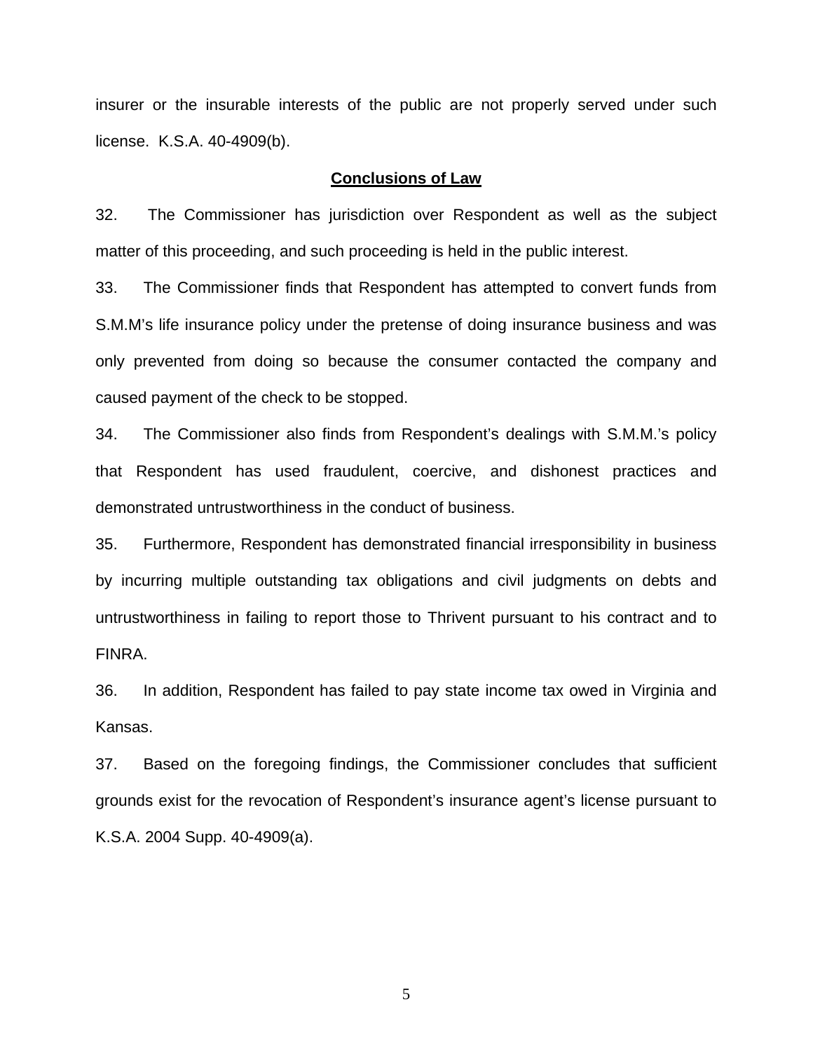insurer or the insurable interests of the public are not properly served under such license. K.S.A. 40-4909(b).

## Conclusions of Law

32. The Commissioner has jurisdiction over Respondent as well as the subject matter of this proceeding, and such proceeding is held in the public interest.

33. The Commissioner finds that Respondent has attempted to convert funds from S.M.M's life insurance policy under the pretense of doing insurance business and was only prevented from doing so because the consumer contacted the company and caused payment of the check to be stopped.

34. The Commissioner also finds from Respondent's dealings with S.M.M.'s policy that Respondent has used fraudulent, coercive, and dishonest practices and demonstrated untrustworthiness in the conduct of business.

35. Furthermore, Respondent has demonstrated financial irresponsibility in business by incurring multiple outstanding tax obligations and civil judgments on debts and untrustworthiness in failing to report those to Thrivent pursuant to his contract and to FINRA.

36. In addition, Respondent has failed to pay state income tax owed in Virginia and Kansas.

37. Based on the foregoing findings, the Commissioner concludes that sufficient grounds exist for the revocation of Respondent's insurance agent's license pursuant to K.S.A. 2004 Supp. 40-4909(a).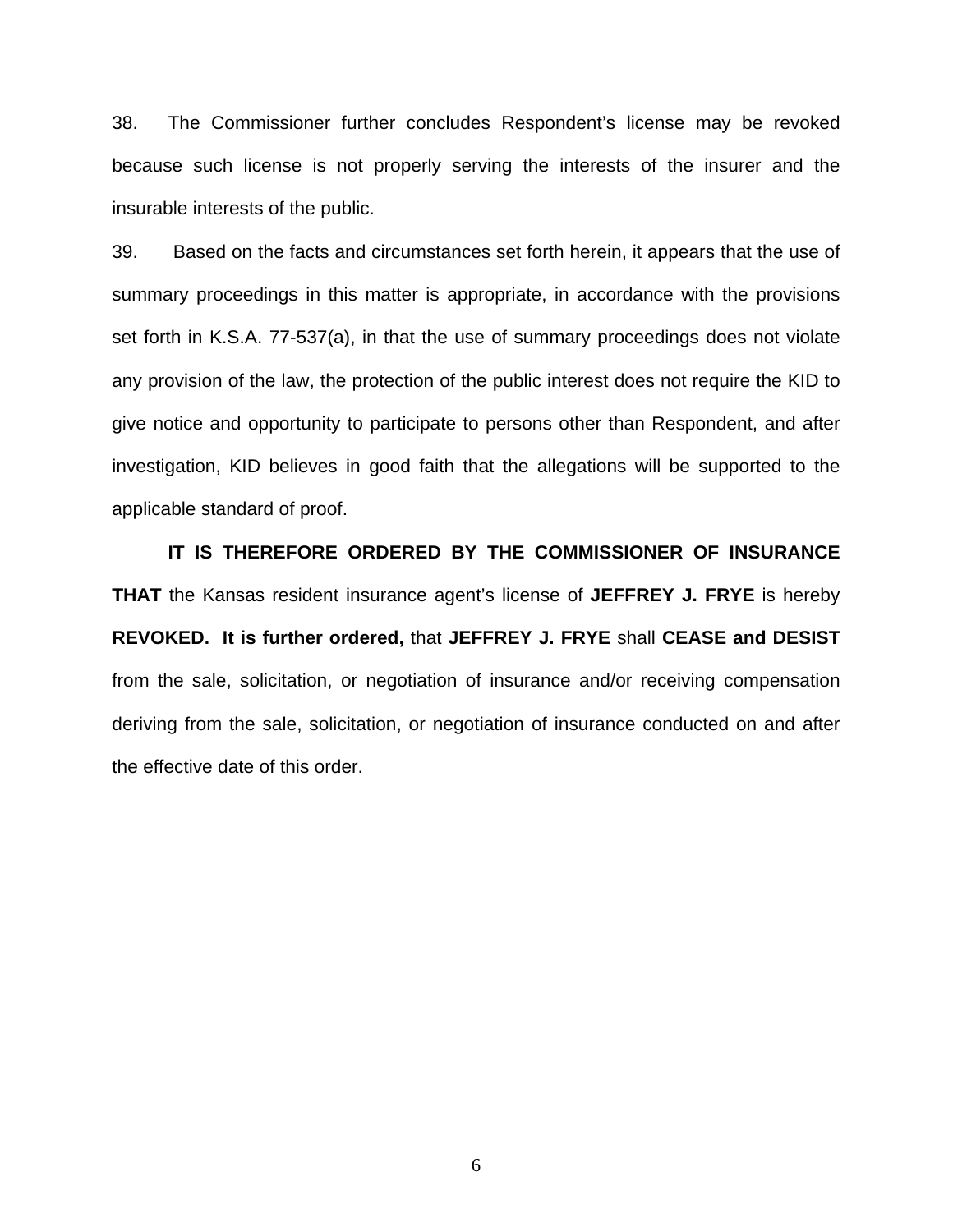38. The Commissioner further concludes Respondent's license may be revoked because such license is not properly serving the interests of the insurer and the insurable interests of the public.

39. Based on the facts and circumstances set forth herein, it appears that the use of summary proceedings in this matter is appropriate, in accordance with the provisions set forth in K.S.A. 77-537(a), in that the use of summary proceedings does not violate any provision of the law, the protection of the public interest does not require the KID to give notice and opportunity to participate to persons other than Respondent, and after investigation, KID believes in good faith that the allegations will be supported to the applicable standard of proof.

**IT IS THEREFORE ORDERED BY THE COMMISSIONER OF INSURANCE THAT** the Kansas resident insurance agent's license of **JEFFREY J. FRYE** is hereby **REVOKED. It is further ordered,** that **JEFFREY J. FRYE** shall **CEASE and DESIST** from the sale, solicitation, or negotiation of insurance and/or receiving compensation deriving from the sale, solicitation, or negotiation of insurance conducted on and after the effective date of this order.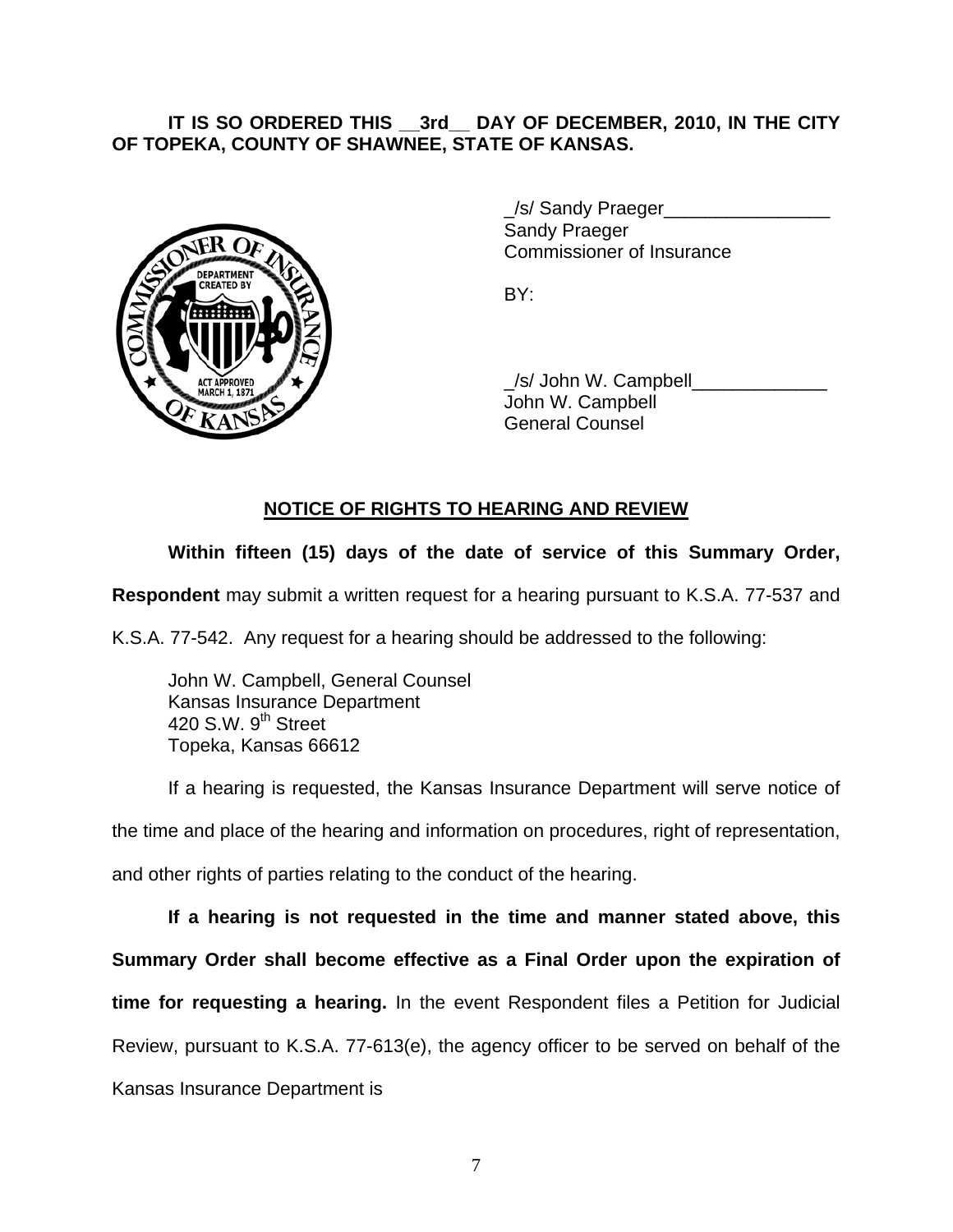**IT IS SO ORDERED THIS __3rd__ DAY OF DECEMBER, 2010, IN THE CITY OF TOPEKA, COUNTY OF SHAWNEE, STATE OF KANSAS.**

_/s/ Sandy Praeger________________
Sandy Praeger
Commissioner of Insurance

BY:

_/s/ John W. Campbell_____________
John W. Campbell
General Counsel

## NOTICE OF RIGHTS TO HEARING AND REVIEW

**Within fifteen (15) days of the date of service of this Summary Order, Respondent** may submit a written request for a hearing pursuant to K.S.A. 77-537 and K.S.A. 77-542. Any request for a hearing should be addressed to the following:

John W. Campbell, General Counsel
Kansas Insurance Department
420 S.W. 9th Street
Topeka, Kansas 66612

If a hearing is requested, the Kansas Insurance Department will serve notice of the time and place of the hearing and information on procedures, right of representation, and other rights of parties relating to the conduct of the hearing.

**If a hearing is not requested in the time and manner stated above, this Summary Order shall become effective as a Final Order upon the expiration of time for requesting a hearing.** In the event Respondent files a Petition for Judicial Review, pursuant to K.S.A. 77-613(e), the agency officer to be served on behalf of the Kansas Insurance Department is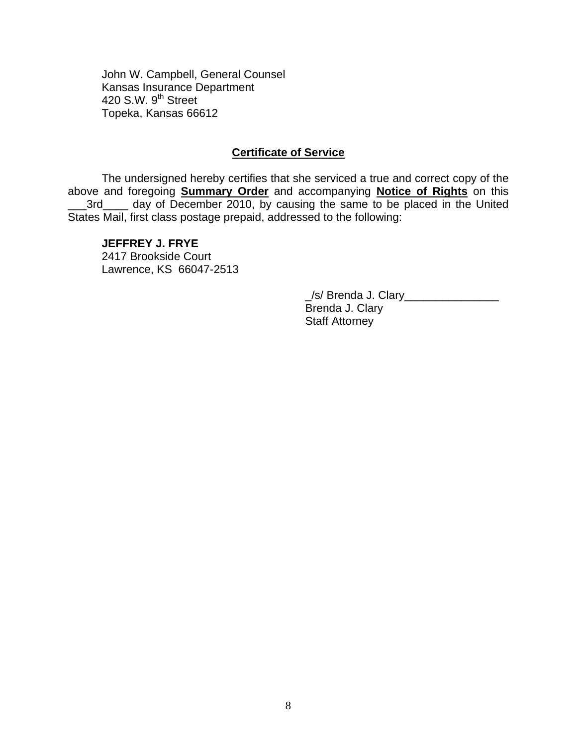John W. Campbell, General Counsel
Kansas Insurance Department
420 S.W. 9th Street
Topeka, Kansas 66612

**Certificate of Service**

The undersigned hereby certifies that she serviced a true and correct copy of the above and foregoing **Summary Order** and accompanying **Notice of Rights** on this ___3rd____ day of December 2010, by causing the same to be placed in the United States Mail, first class postage prepaid, addressed to the following:

**JEFFREY J. FRYE**
2417 Brookside Court
Lawrence, KS 66047-2513

_/s/ Brenda J. Clary_______________
Brenda J. Clary
Staff Attorney